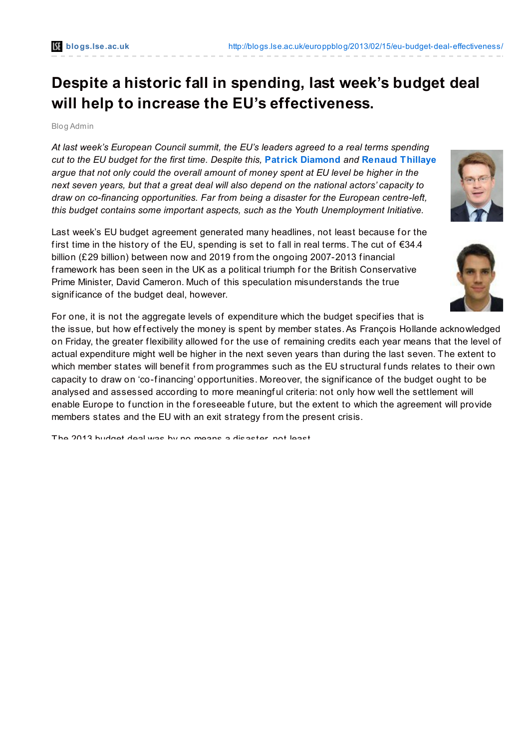# Despite a historic fall in spending, last week's budget deal will help to increase the EU's effectiveness.

Blog Admin

*At last week's European Council summit, the EU's leaders agreed to a real terms spending cut to the EU budget for the first time. Despite this,* **Patrick Diamond** *and* **Renaud Thillaye** *argue that not only could the overall amount of money spent at EU level be higher in the next seven years, but that a great deal will also depend on the national actors' capacity to draw on co-financing opportunities. Far from being a disaster for the European centre-left, this budget contains some important aspects, such as the Youth Unemployment Initiative.*

Last week's EU budget agreement generated many headlines, not least because for the first time in the history of the EU, spending is set to fall in real terms. The cut of €34.4 billion (£29 billion) between now and 2019 from the ongoing 2007-2013 financial framework has been seen in the UK as a political triumph for the British Conservative Prime Minister, David Cameron. Much of this speculation misunderstands the true significance of the budget deal, however.

For one, it is not the aggregate levels of expenditure which the budget specifies that is the issue, but how effectively the money is spent by member states. As François Hollande acknowledged on Friday, the greater flexibility allowed for the use of remaining credits each year means that the level of actual expenditure might well be higher in the next seven years than during the last seven. The extent to which member states will benefit from programmes such as the EU structural funds relates to their own capacity to draw on 'co-financing' opportunities. Moreover, the significance of the budget ought to be analysed and assessed according to more meaningful criteria: not only how well the settlement will enable Europe to function in the foreseeable future, but the extent to which the agreement will provide members states and the EU with an exit strategy from the present crisis.

The 2013 budget deal was by no means a disaster, not least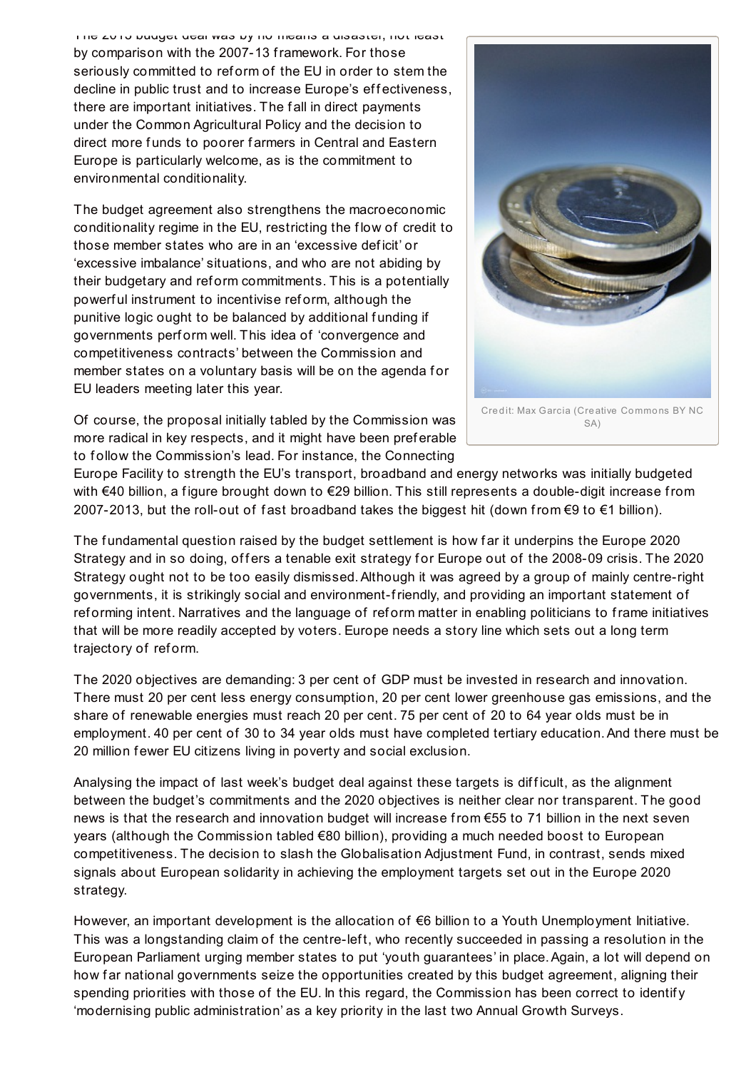The 2013 budget deal was by no means a disaster, not least by comparison with the 2007-13 framework. For those seriously committed to reform of the EU in order to stem the decline in public trust and to increase Europe's effectiveness, there are important initiatives. The fall in direct payments under the Common Agricultural Policy and the decision to direct more funds to poorer farmers in Central and Eastern Europe is particularly welcome, as is the commitment to environmental conditionality.

The budget agreement also strengthens the macroeconomic conditionality regime in the EU, restricting the flow of credit to those member states who are in an 'excessive deficit' or 'excessive imbalance' situations, and who are not abiding by their budgetary and reform commitments. This is a potentially powerful instrument to incentivise reform, although the punitive logic ought to be balanced by additional funding if governments perform well. This idea of 'convergence and competitiveness contracts' between the Commission and member states on a voluntary basis will be on the agenda for EU leaders meeting later this year.

Credit: Max Garcia (Creative Commons BY NC SA)

Of course, the proposal initially tabled by the Commission was more radical in key respects, and it might have been preferable to follow the Commission's lead. For instance, the Connecting Europe Facility to strength the EU's transport, broadband and energy networks was initially budgeted with €40 billion, a figure brought down to €29 billion. This still represents a double-digit increase from 2007-2013, but the roll-out of fast broadband takes the biggest hit (down from €9 to €1 billion).

The fundamental question raised by the budget settlement is how far it underpins the Europe 2020 Strategy and in so doing, offers a tenable exit strategy for Europe out of the 2008-09 crisis. The 2020 Strategy ought not to be too easily dismissed. Although it was agreed by a group of mainly centre-right governments, it is strikingly social and environment-friendly, and providing an important statement of reforming intent. Narratives and the language of reform matter in enabling politicians to frame initiatives that will be more readily accepted by voters. Europe needs a story line which sets out a long term trajectory of reform.

The 2020 objectives are demanding: 3 per cent of GDP must be invested in research and innovation. There must 20 per cent less energy consumption, 20 per cent lower greenhouse gas emissions, and the share of renewable energies must reach 20 per cent. 75 per cent of 20 to 64 year olds must be in employment. 40 per cent of 30 to 34 year olds must have completed tertiary education. And there must be 20 million fewer EU citizens living in poverty and social exclusion.

Analysing the impact of last week's budget deal against these targets is difficult, as the alignment between the budget's commitments and the 2020 objectives is neither clear nor transparent. The good news is that the research and innovation budget will increase from €55 to 71 billion in the next seven years (although the Commission tabled €80 billion), providing a much needed boost to European competitiveness. The decision to slash the Globalisation Adjustment Fund, in contrast, sends mixed signals about European solidarity in achieving the employment targets set out in the Europe 2020 strategy.

However, an important development is the allocation of €6 billion to a Youth Unemployment Initiative. This was a longstanding claim of the centre-left, who recently succeeded in passing a resolution in the European Parliament urging member states to put 'youth guarantees' in place. Again, a lot will depend on how far national governments seize the opportunities created by this budget agreement, aligning their spending priorities with those of the EU. In this regard, the Commission has been correct to identify 'modernising public administration' as a key priority in the last two Annual Growth Surveys.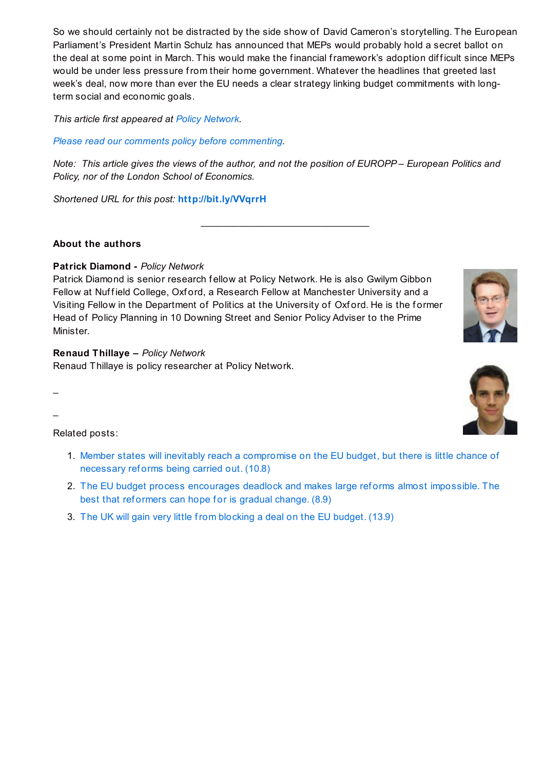So we should certainly not be distracted by the side show of David Cameron's storytelling. The European Parliament's President Martin Schulz has announced that MEPs would probably hold a secret ballot on the deal at some point in March. This would make the financial framework's adoption difficult since MEPs would be under less pressure from their home government. Whatever the headlines that greeted last week's deal, now more than ever the EU needs a clear strategy linking budget commitments with long-term social and economic goals.

*This article first appeared at Policy Network.*

*Please read our comments policy before commenting.*

*Note: This article gives the views of the author, and not the position of EUROPP – European Politics and Policy, nor of the London School of Economics.*

*Shortened URL for this post:* **http://bit.ly/VVqrrH**

---

**About the authors**

**Patrick Diamond -** *Policy Network*
Patrick Diamond is senior research fellow at Policy Network. He is also Gwilym Gibbon Fellow at Nuffield College, Oxford, a Research Fellow at Manchester University and a Visiting Fellow in the Department of Politics at the University of Oxford. He is the former Head of Policy Planning in 10 Downing Street and Senior Policy Adviser to the Prime Minister.

**Renaud Thillaye –** *Policy Network*
Renaud Thillaye is policy researcher at Policy Network.

–

–

Related posts:

1. Member states will inevitably reach a compromise on the EU budget, but there is little chance of necessary reforms being carried out. (10.8)
2. The EU budget process encourages deadlock and makes large reforms almost impossible. The best that reformers can hope for is gradual change. (8.9)
3. The UK will gain very little from blocking a deal on the EU budget. (13.9)